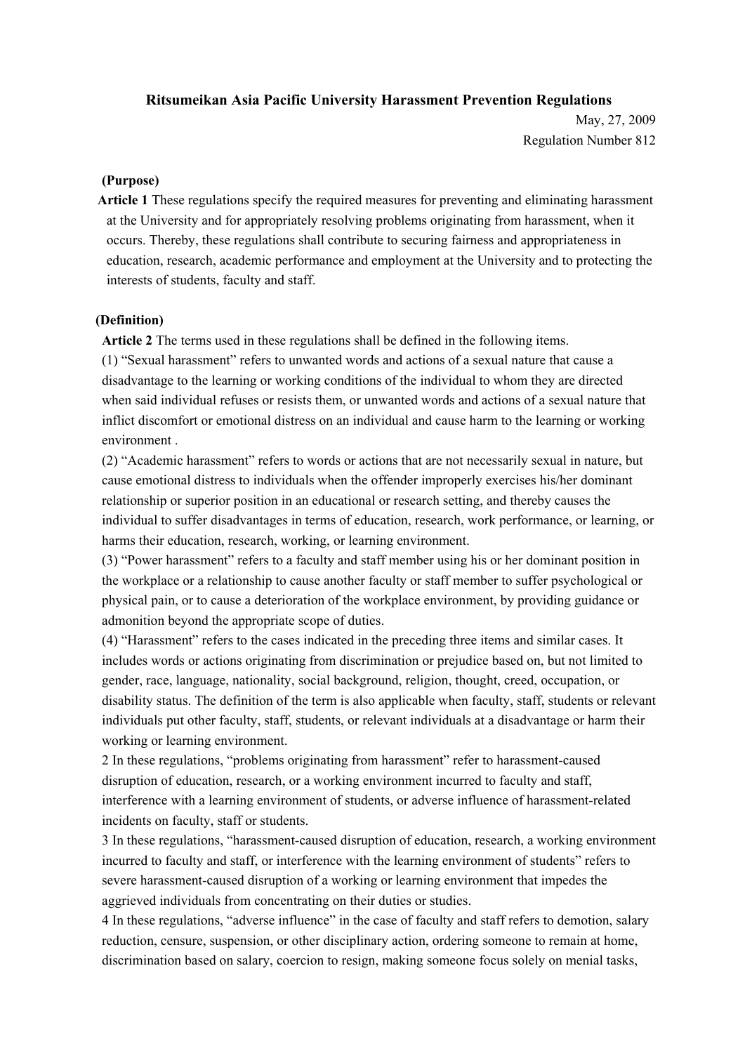# Ritsumeikan Asia Pacific University Harassment Prevention Regulations

May, 27, 2009

Regulation Number 812

**(Purpose)**

**Article 1** These regulations specify the required measures for preventing and eliminating harassment at the University and for appropriately resolving problems originating from harassment, when it occurs. Thereby, these regulations shall contribute to securing fairness and appropriateness in education, research, academic performance and employment at the University and to protecting the interests of students, faculty and staff.

**(Definition)**

**Article 2** The terms used in these regulations shall be defined in the following items.

(1) "Sexual harassment" refers to unwanted words and actions of a sexual nature that cause a disadvantage to the learning or working conditions of the individual to whom they are directed when said individual refuses or resists them, or unwanted words and actions of a sexual nature that inflict discomfort or emotional distress on an individual and cause harm to the learning or working environment .

(2) "Academic harassment" refers to words or actions that are not necessarily sexual in nature, but cause emotional distress to individuals when the offender improperly exercises his/her dominant relationship or superior position in an educational or research setting, and thereby causes the individual to suffer disadvantages in terms of education, research, work performance, or learning, or harms their education, research, working, or learning environment.

(3) "Power harassment" refers to a faculty and staff member using his or her dominant position in the workplace or a relationship to cause another faculty or staff member to suffer psychological or physical pain, or to cause a deterioration of the workplace environment, by providing guidance or admonition beyond the appropriate scope of duties.

(4) "Harassment" refers to the cases indicated in the preceding three items and similar cases. It includes words or actions originating from discrimination or prejudice based on, but not limited to gender, race, language, nationality, social background, religion, thought, creed, occupation, or disability status. The definition of the term is also applicable when faculty, staff, students or relevant individuals put other faculty, staff, students, or relevant individuals at a disadvantage or harm their working or learning environment.

2 In these regulations, "problems originating from harassment" refer to harassment-caused disruption of education, research, or a working environment incurred to faculty and staff, interference with a learning environment of students, or adverse influence of harassment-related incidents on faculty, staff or students.

3 In these regulations, "harassment-caused disruption of education, research, a working environment incurred to faculty and staff, or interference with the learning environment of students" refers to severe harassment-caused disruption of a working or learning environment that impedes the aggrieved individuals from concentrating on their duties or studies.

4 In these regulations, "adverse influence" in the case of faculty and staff refers to demotion, salary reduction, censure, suspension, or other disciplinary action, ordering someone to remain at home, discrimination based on salary, coercion to resign, making someone focus solely on menial tasks,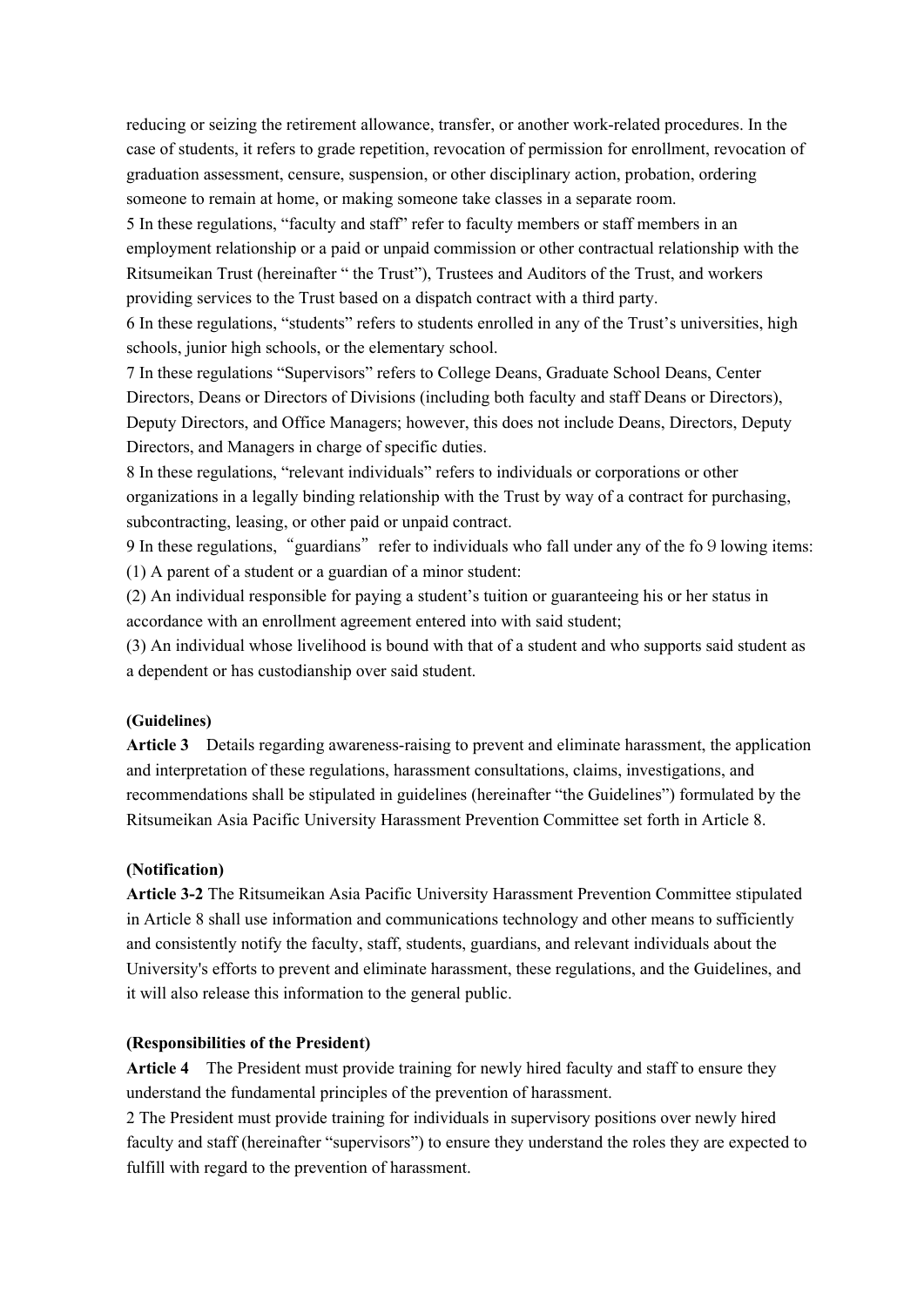reducing or seizing the retirement allowance, transfer, or another work-related procedures. In the case of students, it refers to grade repetition, revocation of permission for enrollment, revocation of graduation assessment, censure, suspension, or other disciplinary action, probation, ordering someone to remain at home, or making someone take classes in a separate room.

5 In these regulations, “faculty and staff” refer to faculty members or staff members in an employment relationship or a paid or unpaid commission or other contractual relationship with the Ritsumeikan Trust (hereinafter “ the Trust”), Trustees and Auditors of the Trust, and workers providing services to the Trust based on a dispatch contract with a third party.

6 In these regulations, “students” refers to students enrolled in any of the Trust’s universities, high schools, junior high schools, or the elementary school.

7 In these regulations “Supervisors” refers to College Deans, Graduate School Deans, Center Directors, Deans or Directors of Divisions (including both faculty and staff Deans or Directors), Deputy Directors, and Office Managers; however, this does not include Deans, Directors, Deputy Directors, and Managers in charge of specific duties.

8 In these regulations, “relevant individuals” refers to individuals or corporations or other organizations in a legally binding relationship with the Trust by way of a contract for purchasing, subcontracting, leasing, or other paid or unpaid contract.

9 In these regulations, “guardians” refer to individuals who fall under any of the fo 9 lowing items:

(1) A parent of a student or a guardian of a minor student:

(2) An individual responsible for paying a student’s tuition or guaranteeing his or her status in accordance with an enrollment agreement entered into with said student;

(3) An individual whose livelihood is bound with that of a student and who supports said student as a dependent or has custodianship over said student.

**(Guidelines)**

**Article 3** Details regarding awareness-raising to prevent and eliminate harassment, the application and interpretation of these regulations, harassment consultations, claims, investigations, and recommendations shall be stipulated in guidelines (hereinafter “the Guidelines”) formulated by the Ritsumeikan Asia Pacific University Harassment Prevention Committee set forth in Article 8.

**(Notification)**

**Article 3-2** The Ritsumeikan Asia Pacific University Harassment Prevention Committee stipulated in Article 8 shall use information and communications technology and other means to sufficiently and consistently notify the faculty, staff, students, guardians, and relevant individuals about the University's efforts to prevent and eliminate harassment, these regulations, and the Guidelines, and it will also release this information to the general public.

**(Responsibilities of the President)**

**Article 4** The President must provide training for newly hired faculty and staff to ensure they understand the fundamental principles of the prevention of harassment.

2 The President must provide training for individuals in supervisory positions over newly hired faculty and staff (hereinafter “supervisors”) to ensure they understand the roles they are expected to fulfill with regard to the prevention of harassment.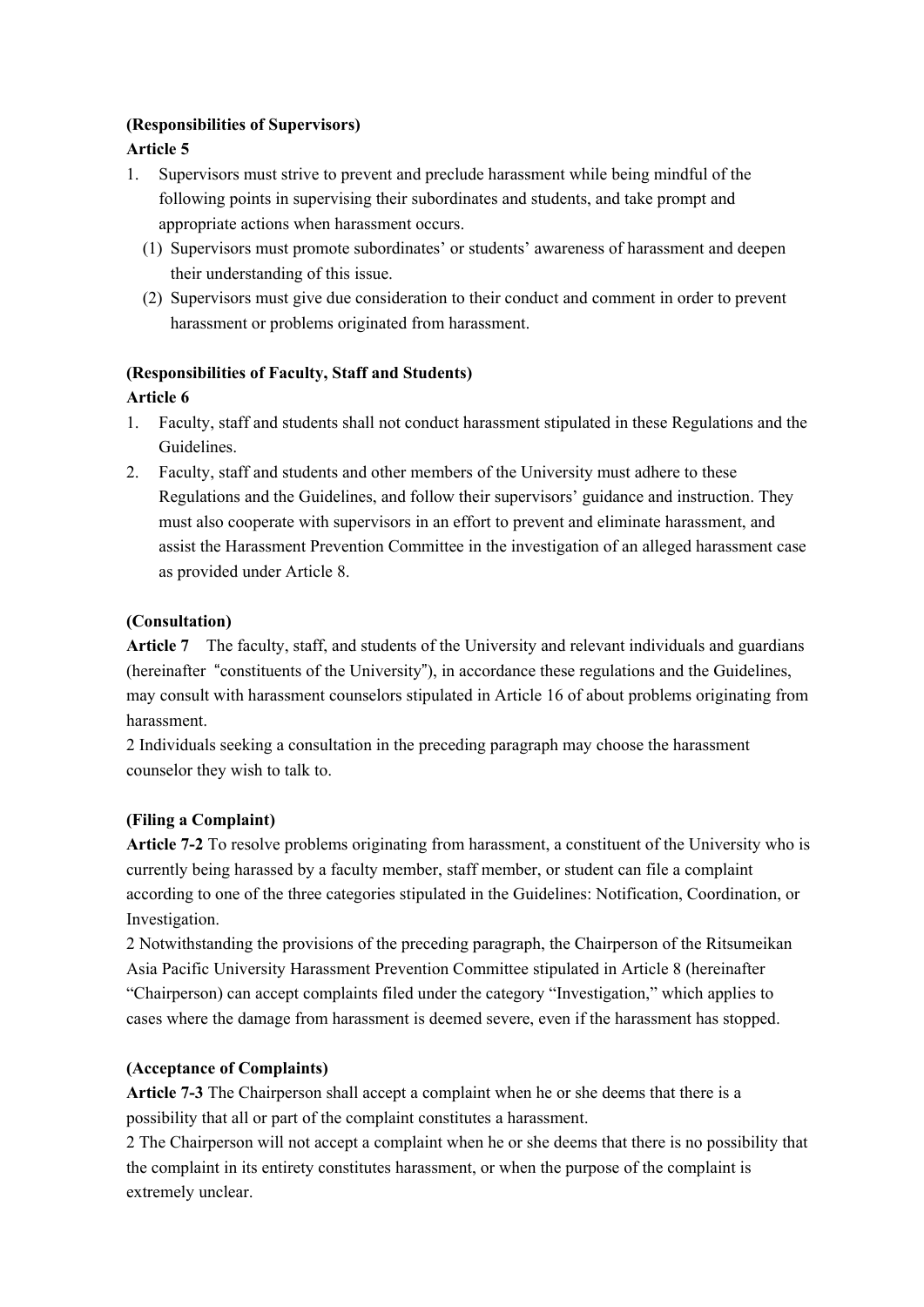**(Responsibilities of Supervisors)**

**Article 5**

1. Supervisors must strive to prevent and preclude harassment while being mindful of the following points in supervising their subordinates and students, and take prompt and appropriate actions when harassment occurs.
   (1) Supervisors must promote subordinates' or students' awareness of harassment and deepen their understanding of this issue.
   (2) Supervisors must give due consideration to their conduct and comment in order to prevent harassment or problems originated from harassment.

**(Responsibilities of Faculty, Staff and Students)**

**Article 6**

1. Faculty, staff and students shall not conduct harassment stipulated in these Regulations and the Guidelines.
2. Faculty, staff and students and other members of the University must adhere to these Regulations and the Guidelines, and follow their supervisors' guidance and instruction. They must also cooperate with supervisors in an effort to prevent and eliminate harassment, and assist the Harassment Prevention Committee in the investigation of an alleged harassment case as provided under Article 8.

**(Consultation)**

**Article 7** The faculty, staff, and students of the University and relevant individuals and guardians (hereinafter "constituents of the University"), in accordance these regulations and the Guidelines, may consult with harassment counselors stipulated in Article 16 of about problems originating from harassment.

2 Individuals seeking a consultation in the preceding paragraph may choose the harassment counselor they wish to talk to.

**(Filing a Complaint)**

**Article 7-2** To resolve problems originating from harassment, a constituent of the University who is currently being harassed by a faculty member, staff member, or student can file a complaint according to one of the three categories stipulated in the Guidelines: Notification, Coordination, or Investigation.

2 Notwithstanding the provisions of the preceding paragraph, the Chairperson of the Ritsumeikan Asia Pacific University Harassment Prevention Committee stipulated in Article 8 (hereinafter "Chairperson) can accept complaints filed under the category "Investigation," which applies to cases where the damage from harassment is deemed severe, even if the harassment has stopped.

**(Acceptance of Complaints)**

**Article 7-3** The Chairperson shall accept a complaint when he or she deems that there is a possibility that all or part of the complaint constitutes a harassment.

2 The Chairperson will not accept a complaint when he or she deems that there is no possibility that the complaint in its entirety constitutes harassment, or when the purpose of the complaint is extremely unclear.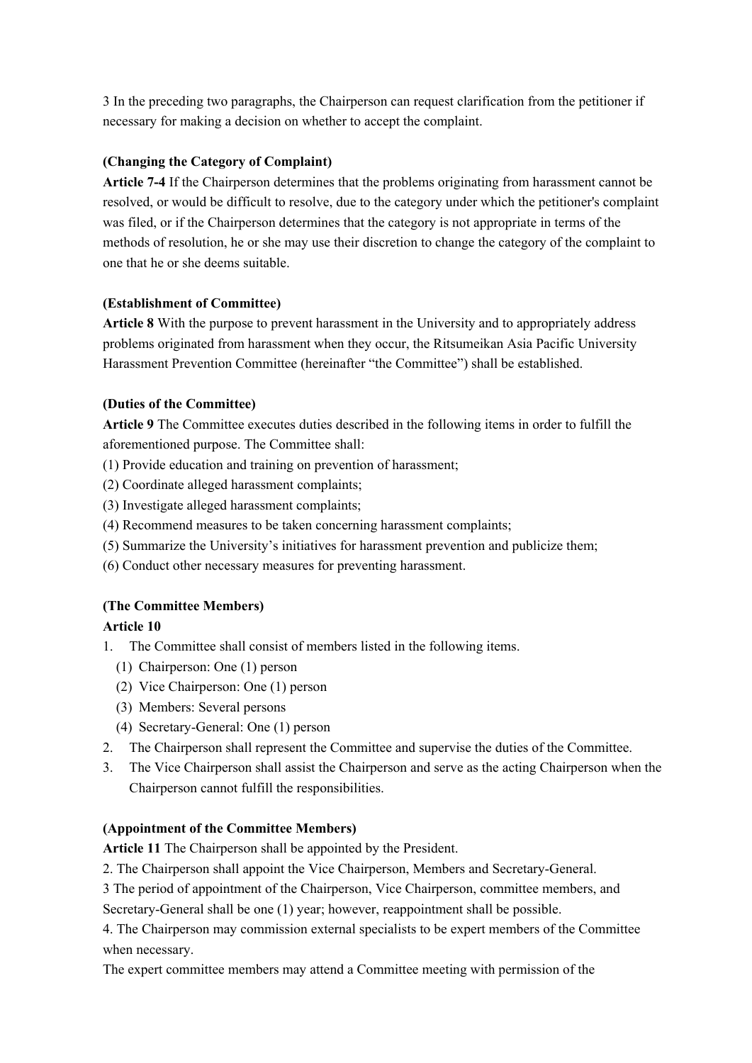3 In the preceding two paragraphs, the Chairperson can request clarification from the petitioner if necessary for making a decision on whether to accept the complaint.

**(Changing the Category of Complaint)**

**Article 7-4** If the Chairperson determines that the problems originating from harassment cannot be resolved, or would be difficult to resolve, due to the category under which the petitioner's complaint was filed, or if the Chairperson determines that the category is not appropriate in terms of the methods of resolution, he or she may use their discretion to change the category of the complaint to one that he or she deems suitable.

**(Establishment of Committee)**

**Article 8** With the purpose to prevent harassment in the University and to appropriately address problems originated from harassment when they occur, the Ritsumeikan Asia Pacific University Harassment Prevention Committee (hereinafter "the Committee") shall be established.

**(Duties of the Committee)**

**Article 9** The Committee executes duties described in the following items in order to fulfill the aforementioned purpose. The Committee shall:

(1) Provide education and training on prevention of harassment;
(2) Coordinate alleged harassment complaints;
(3) Investigate alleged harassment complaints;
(4) Recommend measures to be taken concerning harassment complaints;
(5) Summarize the University's initiatives for harassment prevention and publicize them;
(6) Conduct other necessary measures for preventing harassment.

**(The Committee Members)**

**Article 10**

1. The Committee shall consist of members listed in the following items.
   (1) Chairperson: One (1) person
   (2) Vice Chairperson: One (1) person
   (3) Members: Several persons
   (4) Secretary-General: One (1) person
2. The Chairperson shall represent the Committee and supervise the duties of the Committee.
3. The Vice Chairperson shall assist the Chairperson and serve as the acting Chairperson when the Chairperson cannot fulfill the responsibilities.

**(Appointment of the Committee Members)**

**Article 11** The Chairperson shall be appointed by the President.

2. The Chairperson shall appoint the Vice Chairperson, Members and Secretary-General.

3 The period of appointment of the Chairperson, Vice Chairperson, committee members, and Secretary-General shall be one (1) year; however, reappointment shall be possible.

4. The Chairperson may commission external specialists to be expert members of the Committee when necessary.

The expert committee members may attend a Committee meeting with permission of the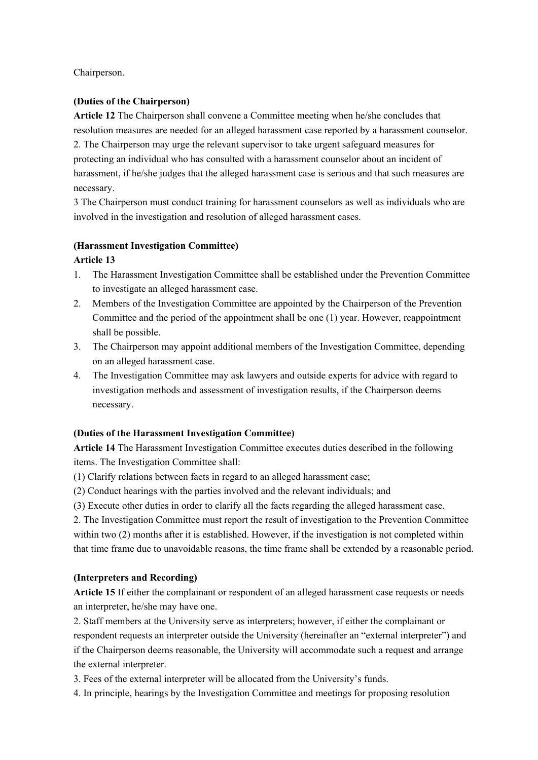Chairperson.

**(Duties of the Chairperson)**

**Article 12** The Chairperson shall convene a Committee meeting when he/she concludes that resolution measures are needed for an alleged harassment case reported by a harassment counselor.

2. The Chairperson may urge the relevant supervisor to take urgent safeguard measures for protecting an individual who has consulted with a harassment counselor about an incident of harassment, if he/she judges that the alleged harassment case is serious and that such measures are necessary.

3 The Chairperson must conduct training for harassment counselors as well as individuals who are involved in the investigation and resolution of alleged harassment cases.

**(Harassment Investigation Committee)**

**Article 13**

1. The Harassment Investigation Committee shall be established under the Prevention Committee to investigate an alleged harassment case.
2. Members of the Investigation Committee are appointed by the Chairperson of the Prevention Committee and the period of the appointment shall be one (1) year. However, reappointment shall be possible.
3. The Chairperson may appoint additional members of the Investigation Committee, depending on an alleged harassment case.
4. The Investigation Committee may ask lawyers and outside experts for advice with regard to investigation methods and assessment of investigation results, if the Chairperson deems necessary.

**(Duties of the Harassment Investigation Committee)**

**Article 14** The Harassment Investigation Committee executes duties described in the following items. The Investigation Committee shall:

(1) Clarify relations between facts in regard to an alleged harassment case;

(2) Conduct hearings with the parties involved and the relevant individuals; and

(3) Execute other duties in order to clarify all the facts regarding the alleged harassment case.

2. The Investigation Committee must report the result of investigation to the Prevention Committee within two (2) months after it is established. However, if the investigation is not completed within that time frame due to unavoidable reasons, the time frame shall be extended by a reasonable period.

**(Interpreters and Recording)**

**Article 15** If either the complainant or respondent of an alleged harassment case requests or needs an interpreter, he/she may have one.

2. Staff members at the University serve as interpreters; however, if either the complainant or respondent requests an interpreter outside the University (hereinafter an "external interpreter") and if the Chairperson deems reasonable, the University will accommodate such a request and arrange the external interpreter.

3. Fees of the external interpreter will be allocated from the University's funds.

4. In principle, hearings by the Investigation Committee and meetings for proposing resolution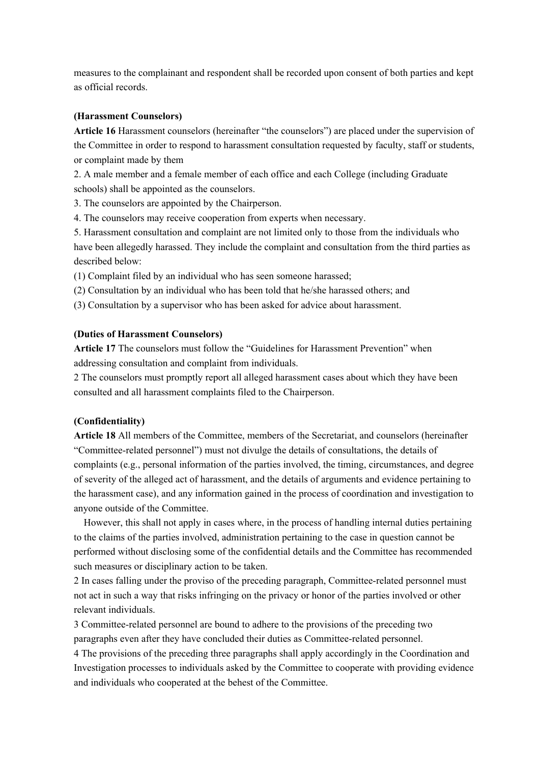measures to the complainant and respondent shall be recorded upon consent of both parties and kept as official records.

**(Harassment Counselors)**

**Article 16** Harassment counselors (hereinafter "the counselors") are placed under the supervision of the Committee in order to respond to harassment consultation requested by faculty, staff or students, or complaint made by them

2. A male member and a female member of each office and each College (including Graduate schools) shall be appointed as the counselors.

3. The counselors are appointed by the Chairperson.

4. The counselors may receive cooperation from experts when necessary.

5. Harassment consultation and complaint are not limited only to those from the individuals who have been allegedly harassed. They include the complaint and consultation from the third parties as described below:

(1) Complaint filed by an individual who has seen someone harassed;

(2) Consultation by an individual who has been told that he/she harassed others; and

(3) Consultation by a supervisor who has been asked for advice about harassment.

**(Duties of Harassment Counselors)**

**Article 17** The counselors must follow the "Guidelines for Harassment Prevention" when addressing consultation and complaint from individuals.

2 The counselors must promptly report all alleged harassment cases about which they have been consulted and all harassment complaints filed to the Chairperson.

**(Confidentiality)**

**Article 18** All members of the Committee, members of the Secretariat, and counselors (hereinafter "Committee-related personnel") must not divulge the details of consultations, the details of complaints (e.g., personal information of the parties involved, the timing, circumstances, and degree of severity of the alleged act of harassment, and the details of arguments and evidence pertaining to the harassment case), and any information gained in the process of coordination and investigation to anyone outside of the Committee.

However, this shall not apply in cases where, in the process of handling internal duties pertaining to the claims of the parties involved, administration pertaining to the case in question cannot be performed without disclosing some of the confidential details and the Committee has recommended such measures or disciplinary action to be taken.

2 In cases falling under the proviso of the preceding paragraph, Committee-related personnel must not act in such a way that risks infringing on the privacy or honor of the parties involved or other relevant individuals.

3 Committee-related personnel are bound to adhere to the provisions of the preceding two paragraphs even after they have concluded their duties as Committee-related personnel.

4 The provisions of the preceding three paragraphs shall apply accordingly in the Coordination and Investigation processes to individuals asked by the Committee to cooperate with providing evidence and individuals who cooperated at the behest of the Committee.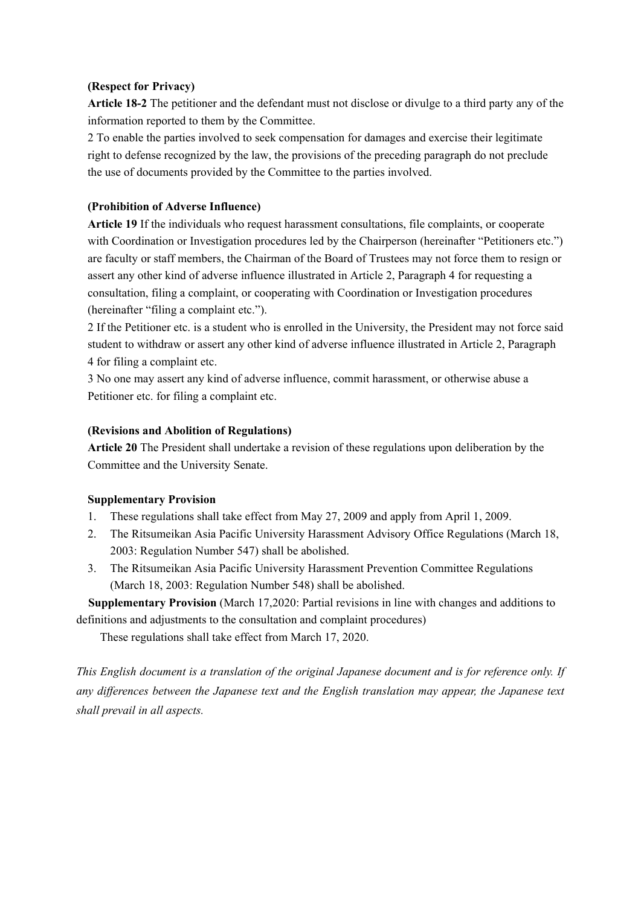**(Respect for Privacy)**

**Article 18-2** The petitioner and the defendant must not disclose or divulge to a third party any of the information reported to them by the Committee.

2 To enable the parties involved to seek compensation for damages and exercise their legitimate right to defense recognized by the law, the provisions of the preceding paragraph do not preclude the use of documents provided by the Committee to the parties involved.

**(Prohibition of Adverse Influence)**

**Article 19** If the individuals who request harassment consultations, file complaints, or cooperate with Coordination or Investigation procedures led by the Chairperson (hereinafter "Petitioners etc.") are faculty or staff members, the Chairman of the Board of Trustees may not force them to resign or assert any other kind of adverse influence illustrated in Article 2, Paragraph 4 for requesting a consultation, filing a complaint, or cooperating with Coordination or Investigation procedures (hereinafter "filing a complaint etc.").

2 If the Petitioner etc. is a student who is enrolled in the University, the President may not force said student to withdraw or assert any other kind of adverse influence illustrated in Article 2, Paragraph 4 for filing a complaint etc.

3 No one may assert any kind of adverse influence, commit harassment, or otherwise abuse a Petitioner etc. for filing a complaint etc.

**(Revisions and Abolition of Regulations)**

**Article 20** The President shall undertake a revision of these regulations upon deliberation by the Committee and the University Senate.

**Supplementary Provision**

1. These regulations shall take effect from May 27, 2009 and apply from April 1, 2009.
2. The Ritsumeikan Asia Pacific University Harassment Advisory Office Regulations (March 18, 2003: Regulation Number 547) shall be abolished.
3. The Ritsumeikan Asia Pacific University Harassment Prevention Committee Regulations (March 18, 2003: Regulation Number 548) shall be abolished.

**Supplementary Provision** (March 17,2020: Partial revisions in line with changes and additions to definitions and adjustments to the consultation and complaint procedures)

These regulations shall take effect from March 17, 2020.

*This English document is a translation of the original Japanese document and is for reference only. If any differences between the Japanese text and the English translation may appear, the Japanese text shall prevail in all aspects.*